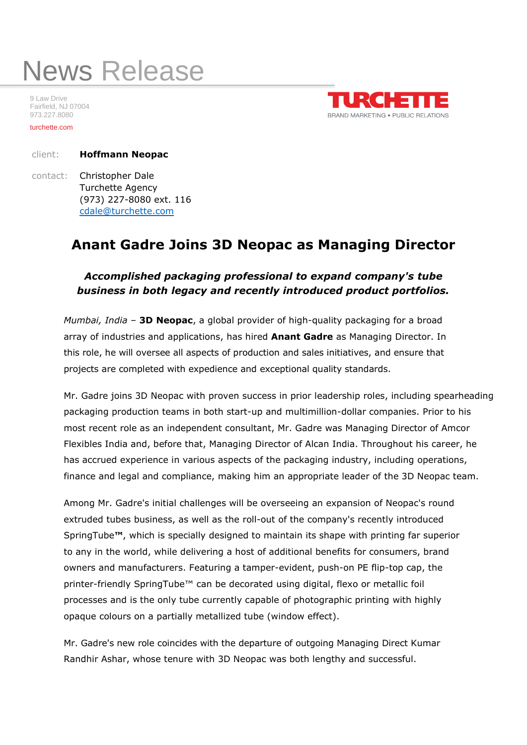# News Release

9 Law Drive
Fairfield, NJ 07004
973.227.8080
turchette.com

TURCHETTE
BRAND MARKETING • PUBLIC RELATIONS

client: **Hoffmann Neopac**

contact: Christopher Dale
Turchette Agency
(973) 227-8080 ext. 116
cdale@turchette.com

## Anant Gadre Joins 3D Neopac as Managing Director

***Accomplished packaging professional to expand company's tube business in both legacy and recently introduced product portfolios.***

*Mumbai, India* – **3D Neopac**, a global provider of high-quality packaging for a broad array of industries and applications, has hired **Anant Gadre** as Managing Director. In this role, he will oversee all aspects of production and sales initiatives, and ensure that projects are completed with expedience and exceptional quality standards.

Mr. Gadre joins 3D Neopac with proven success in prior leadership roles, including spearheading packaging production teams in both start-up and multimillion-dollar companies. Prior to his most recent role as an independent consultant, Mr. Gadre was Managing Director of Amcor Flexibles India and, before that, Managing Director of Alcan India. Throughout his career, he has accrued experience in various aspects of the packaging industry, including operations, finance and legal and compliance, making him an appropriate leader of the 3D Neopac team.

Among Mr. Gadre's initial challenges will be overseeing an expansion of Neopac's round extruded tubes business, as well as the roll-out of the company's recently introduced SpringTube™, which is specially designed to maintain its shape with printing far superior to any in the world, while delivering a host of additional benefits for consumers, brand owners and manufacturers. Featuring a tamper-evident, push-on PE flip-top cap, the printer-friendly SpringTube™ can be decorated using digital, flexo or metallic foil processes and is the only tube currently capable of photographic printing with highly opaque colours on a partially metallized tube (window effect).

Mr. Gadre's new role coincides with the departure of outgoing Managing Direct Kumar Randhir Ashar, whose tenure with 3D Neopac was both lengthy and successful.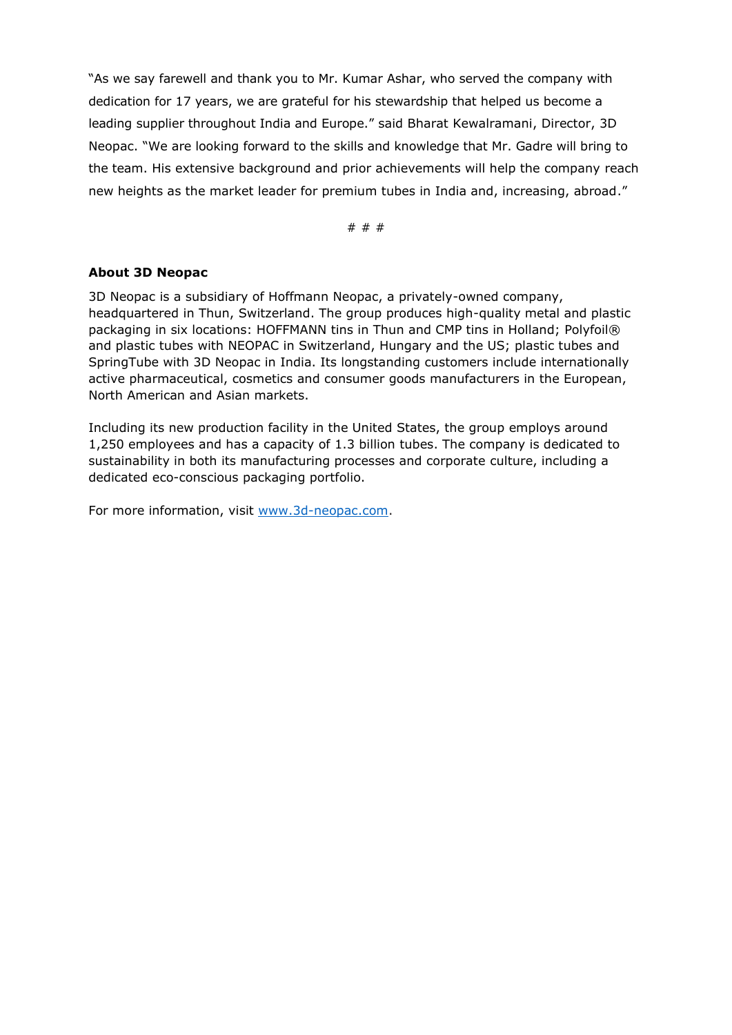"As we say farewell and thank you to Mr. Kumar Ashar, who served the company with dedication for 17 years, we are grateful for his stewardship that helped us become a leading supplier throughout India and Europe." said Bharat Kewalramani, Director, 3D Neopac. "We are looking forward to the skills and knowledge that Mr. Gadre will bring to the team. His extensive background and prior achievements will help the company reach new heights as the market leader for premium tubes in India and, increasing, abroad."

# # #

**About 3D Neopac**

3D Neopac is a subsidiary of Hoffmann Neopac, a privately-owned company, headquartered in Thun, Switzerland. The group produces high-quality metal and plastic packaging in six locations: HOFFMANN tins in Thun and CMP tins in Holland; Polyfoil® and plastic tubes with NEOPAC in Switzerland, Hungary and the US; plastic tubes and SpringTube with 3D Neopac in India. Its longstanding customers include internationally active pharmaceutical, cosmetics and consumer goods manufacturers in the European, North American and Asian markets.

Including its new production facility in the United States, the group employs around 1,250 employees and has a capacity of 1.3 billion tubes. The company is dedicated to sustainability in both its manufacturing processes and corporate culture, including a dedicated eco-conscious packaging portfolio.

For more information, visit [www.3d-neopac.com](http://www.3d-neopac.com).